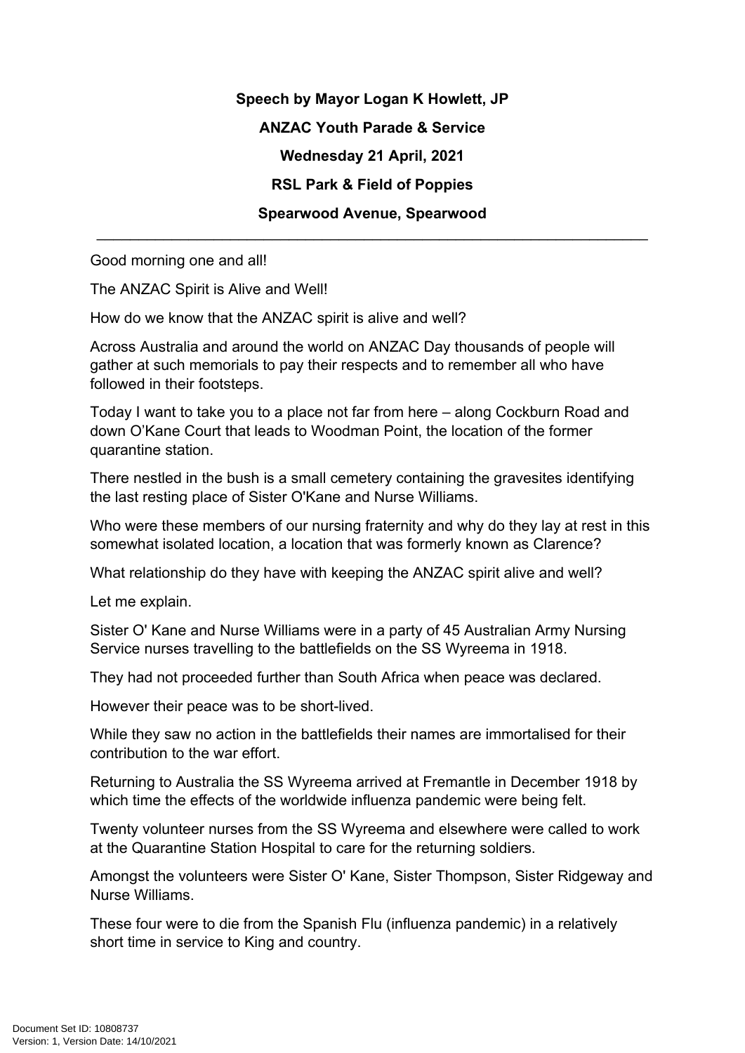**Speech by Mayor Logan K Howlett, JP**

**ANZAC Youth Parade & Service**

**Wednesday 21 April, 2021**

**RSL Park & Field of Poppies**

**Spearwood Avenue, Spearwood**

---

Good morning one and all!

The ANZAC Spirit is Alive and Well!

How do we know that the ANZAC spirit is alive and well?

Across Australia and around the world on ANZAC Day thousands of people will gather at such memorials to pay their respects and to remember all who have followed in their footsteps.

Today I want to take you to a place not far from here – along Cockburn Road and down O'Kane Court that leads to Woodman Point, the location of the former quarantine station.

There nestled in the bush is a small cemetery containing the gravesites identifying the last resting place of Sister O'Kane and Nurse Williams.

Who were these members of our nursing fraternity and why do they lay at rest in this somewhat isolated location, a location that was formerly known as Clarence?

What relationship do they have with keeping the ANZAC spirit alive and well?

Let me explain.

Sister O' Kane and Nurse Williams were in a party of 45 Australian Army Nursing Service nurses travelling to the battlefields on the SS Wyreema in 1918.

They had not proceeded further than South Africa when peace was declared.

However their peace was to be short-lived.

While they saw no action in the battlefields their names are immortalised for their contribution to the war effort.

Returning to Australia the SS Wyreema arrived at Fremantle in December 1918 by which time the effects of the worldwide influenza pandemic were being felt.

Twenty volunteer nurses from the SS Wyreema and elsewhere were called to work at the Quarantine Station Hospital to care for the returning soldiers.

Amongst the volunteers were Sister O' Kane, Sister Thompson, Sister Ridgeway and Nurse Williams.

These four were to die from the Spanish Flu (influenza pandemic) in a relatively short time in service to King and country.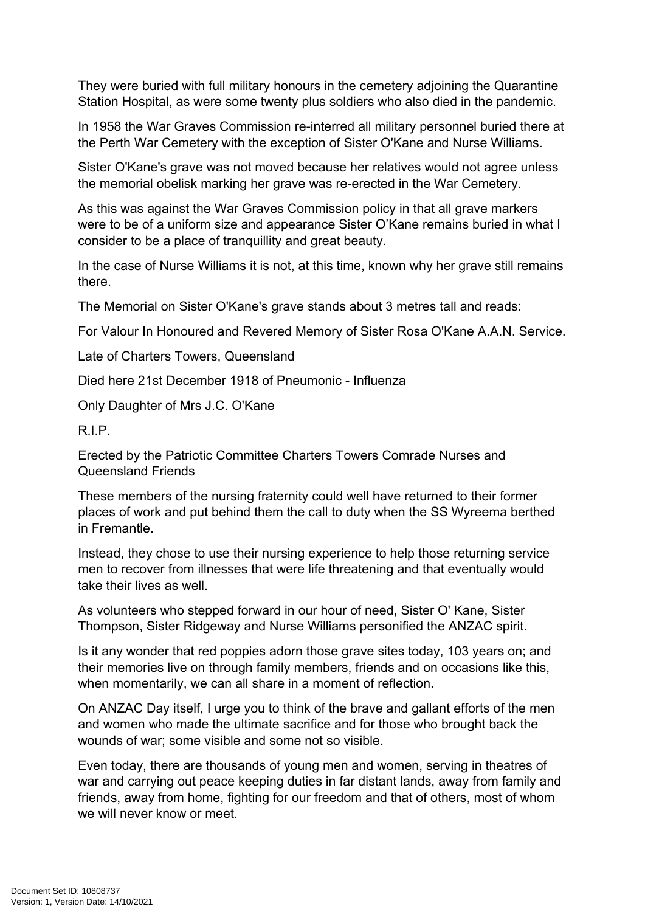They were buried with full military honours in the cemetery adjoining the Quarantine Station Hospital, as were some twenty plus soldiers who also died in the pandemic.

In 1958 the War Graves Commission re-interred all military personnel buried there at the Perth War Cemetery with the exception of Sister O'Kane and Nurse Williams.

Sister O'Kane's grave was not moved because her relatives would not agree unless the memorial obelisk marking her grave was re-erected in the War Cemetery.

As this was against the War Graves Commission policy in that all grave markers were to be of a uniform size and appearance Sister O'Kane remains buried in what I consider to be a place of tranquillity and great beauty.

In the case of Nurse Williams it is not, at this time, known why her grave still remains there.

The Memorial on Sister O'Kane's grave stands about 3 metres tall and reads:

For Valour In Honoured and Revered Memory of Sister Rosa O'Kane A.A.N. Service.

Late of Charters Towers, Queensland

Died here 21st December 1918 of Pneumonic - Influenza

Only Daughter of Mrs J.C. O'Kane

R.I.P.

Erected by the Patriotic Committee Charters Towers Comrade Nurses and Queensland Friends

These members of the nursing fraternity could well have returned to their former places of work and put behind them the call to duty when the SS Wyreema berthed in Fremantle.

Instead, they chose to use their nursing experience to help those returning service men to recover from illnesses that were life threatening and that eventually would take their lives as well.

As volunteers who stepped forward in our hour of need, Sister O' Kane, Sister Thompson, Sister Ridgeway and Nurse Williams personified the ANZAC spirit.

Is it any wonder that red poppies adorn those grave sites today, 103 years on; and their memories live on through family members, friends and on occasions like this, when momentarily, we can all share in a moment of reflection.

On ANZAC Day itself, I urge you to think of the brave and gallant efforts of the men and women who made the ultimate sacrifice and for those who brought back the wounds of war; some visible and some not so visible.

Even today, there are thousands of young men and women, serving in theatres of war and carrying out peace keeping duties in far distant lands, away from family and friends, away from home, fighting for our freedom and that of others, most of whom we will never know or meet.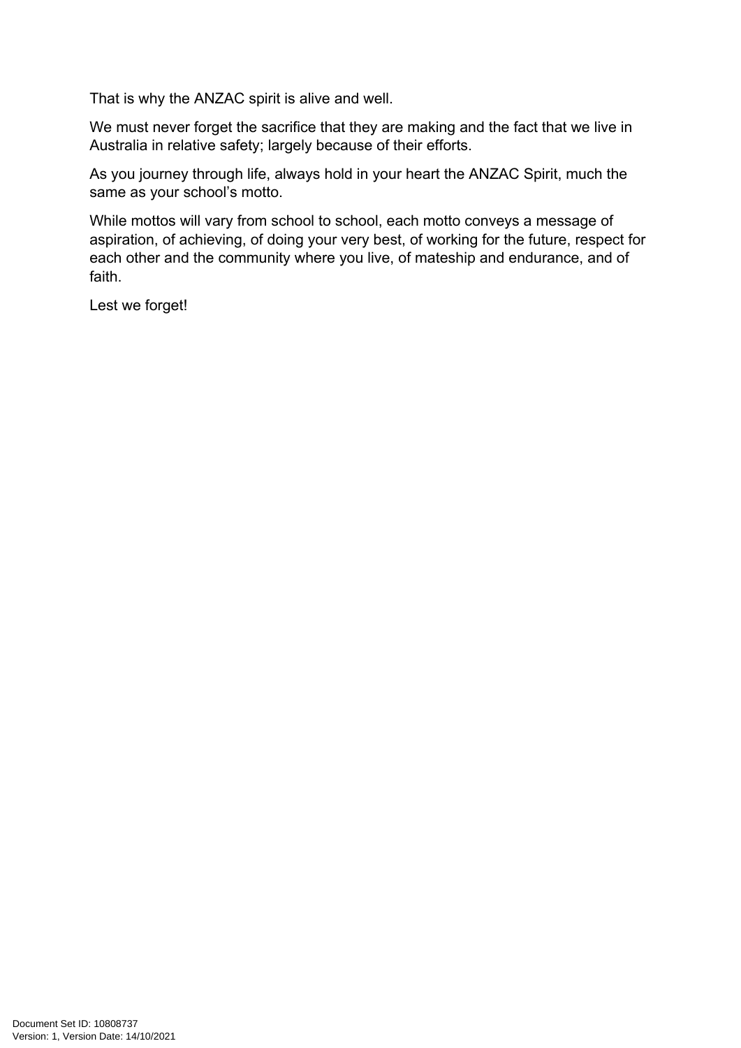That is why the ANZAC spirit is alive and well.

We must never forget the sacrifice that they are making and the fact that we live in Australia in relative safety; largely because of their efforts.

As you journey through life, always hold in your heart the ANZAC Spirit, much the same as your school's motto.

While mottos will vary from school to school, each motto conveys a message of aspiration, of achieving, of doing your very best, of working for the future, respect for each other and the community where you live, of mateship and endurance, and of faith.

Lest we forget!